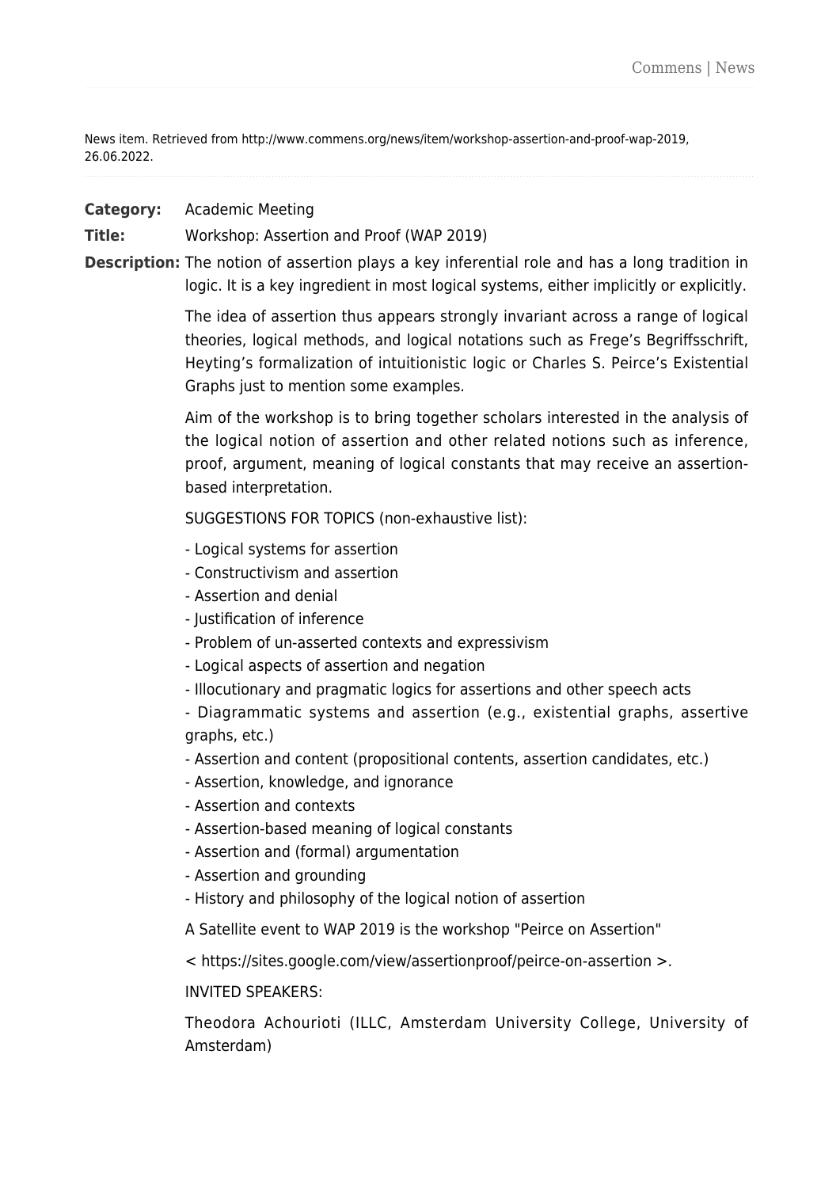News item. Retrieved from http://www.commens.org/news/item/workshop-assertion-and-proof-wap-2019, 26.06.2022.

**Category:** Academic Meeting

**Title:** Workshop: Assertion and Proof (WAP 2019)

**Description:** The notion of assertion plays a key inferential role and has a long tradition in logic. It is a key ingredient in most logical systems, either implicitly or explicitly.

The idea of assertion thus appears strongly invariant across a range of logical theories, logical methods, and logical notations such as Frege's Begriffsschrift, Heyting's formalization of intuitionistic logic or Charles S. Peirce's Existential Graphs just to mention some examples.

Aim of the workshop is to bring together scholars interested in the analysis of the logical notion of assertion and other related notions such as inference, proof, argument, meaning of logical constants that may receive an assertion-based interpretation.

SUGGESTIONS FOR TOPICS (non-exhaustive list):

- Logical systems for assertion
- Constructivism and assertion
- Assertion and denial
- Justification of inference
- Problem of un-asserted contexts and expressivism
- Logical aspects of assertion and negation
- Illocutionary and pragmatic logics for assertions and other speech acts
- Diagrammatic systems and assertion (e.g., existential graphs, assertive graphs, etc.)
- Assertion and content (propositional contents, assertion candidates, etc.)
- Assertion, knowledge, and ignorance
- Assertion and contexts
- Assertion-based meaning of logical constants
- Assertion and (formal) argumentation
- Assertion and grounding
- History and philosophy of the logical notion of assertion

A Satellite event to WAP 2019 is the workshop "Peirce on Assertion"

< https://sites.google.com/view/assertionproof/peirce-on-assertion >.

INVITED SPEAKERS:

Theodora Achourioti (ILLC, Amsterdam University College, University of Amsterdam)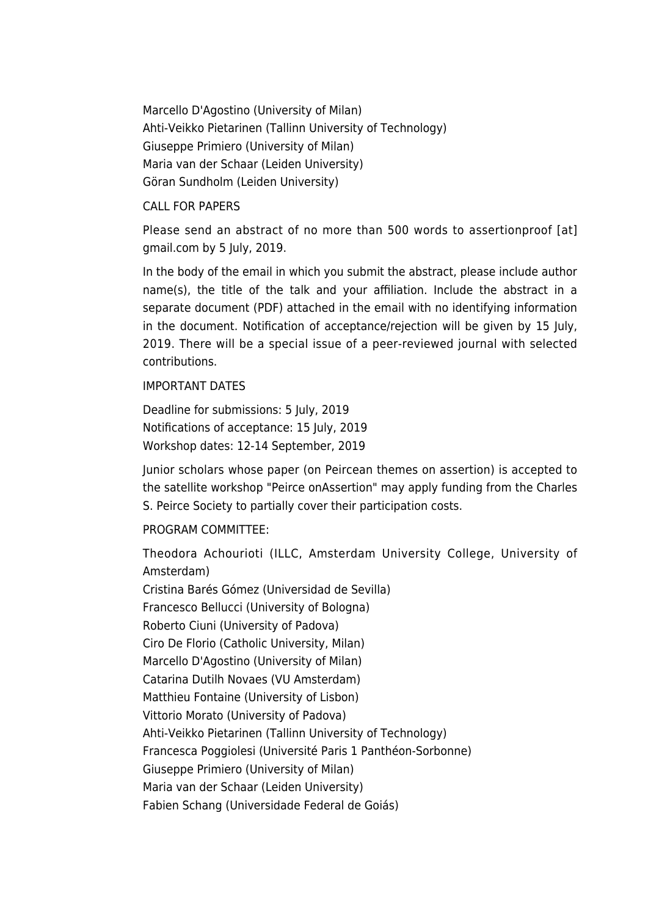Marcello D'Agostino (University of Milan)
Ahti-Veikko Pietarinen (Tallinn University of Technology)
Giuseppe Primiero (University of Milan)
Maria van der Schaar (Leiden University)
Göran Sundholm (Leiden University)

CALL FOR PAPERS

Please send an abstract of no more than 500 words to assertionproof [at] gmail.com by 5 July, 2019.

In the body of the email in which you submit the abstract, please include author name(s), the title of the talk and your affiliation. Include the abstract in a separate document (PDF) attached in the email with no identifying information in the document. Notification of acceptance/rejection will be given by 15 July, 2019. There will be a special issue of a peer-reviewed journal with selected contributions.

IMPORTANT DATES

Deadline for submissions: 5 July, 2019
Notifications of acceptance: 15 July, 2019
Workshop dates: 12-14 September, 2019

Junior scholars whose paper (on Peircean themes on assertion) is accepted to the satellite workshop "Peirce onAssertion" may apply funding from the Charles S. Peirce Society to partially cover their participation costs.

PROGRAM COMMITTEE:

Theodora Achourioti (ILLC, Amsterdam University College, University of Amsterdam)
Cristina Barés Gómez (Universidad de Sevilla)
Francesco Bellucci (University of Bologna)
Roberto Ciuni (University of Padova)
Ciro De Florio (Catholic University, Milan)
Marcello D'Agostino (University of Milan)
Catarina Dutilh Novaes (VU Amsterdam)
Matthieu Fontaine (University of Lisbon)
Vittorio Morato (University of Padova)
Ahti-Veikko Pietarinen (Tallinn University of Technology)
Francesca Poggiolesi (Université Paris 1 Panthéon-Sorbonne)
Giuseppe Primiero (University of Milan)
Maria van der Schaar (Leiden University)
Fabien Schang (Universidade Federal de Goiás)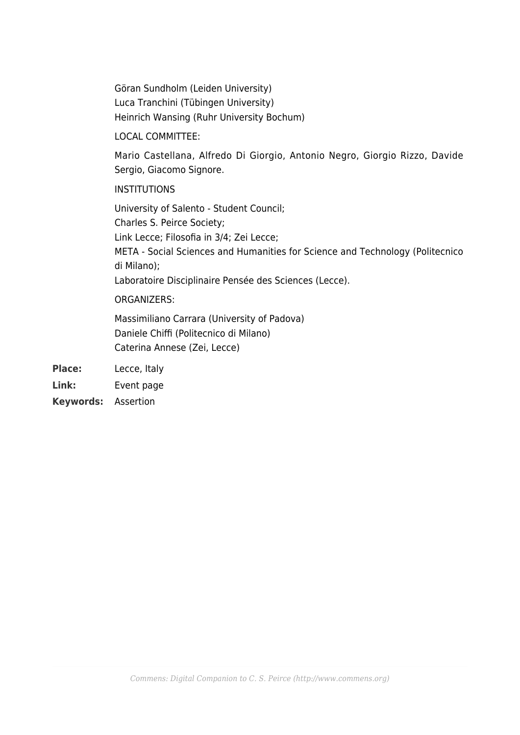Göran Sundholm (Leiden University)
Luca Tranchini (Tübingen University)
Heinrich Wansing (Ruhr University Bochum)

LOCAL COMMITTEE:

Mario Castellana, Alfredo Di Giorgio, Antonio Negro, Giorgio Rizzo, Davide Sergio, Giacomo Signore.

INSTITUTIONS

University of Salento - Student Council;
Charles S. Peirce Society;
Link Lecce; Filosofia in 3/4; Zei Lecce;
META - Social Sciences and Humanities for Science and Technology (Politecnico di Milano);
Laboratoire Disciplinaire Pensée des Sciences (Lecce).

ORGANIZERS:

Massimiliano Carrara (University of Padova)
Daniele Chiffi (Politecnico di Milano)
Caterina Annese (Zei, Lecce)

**Place:** Lecce, Italy

**Link:** Event page

**Keywords:** Assertion